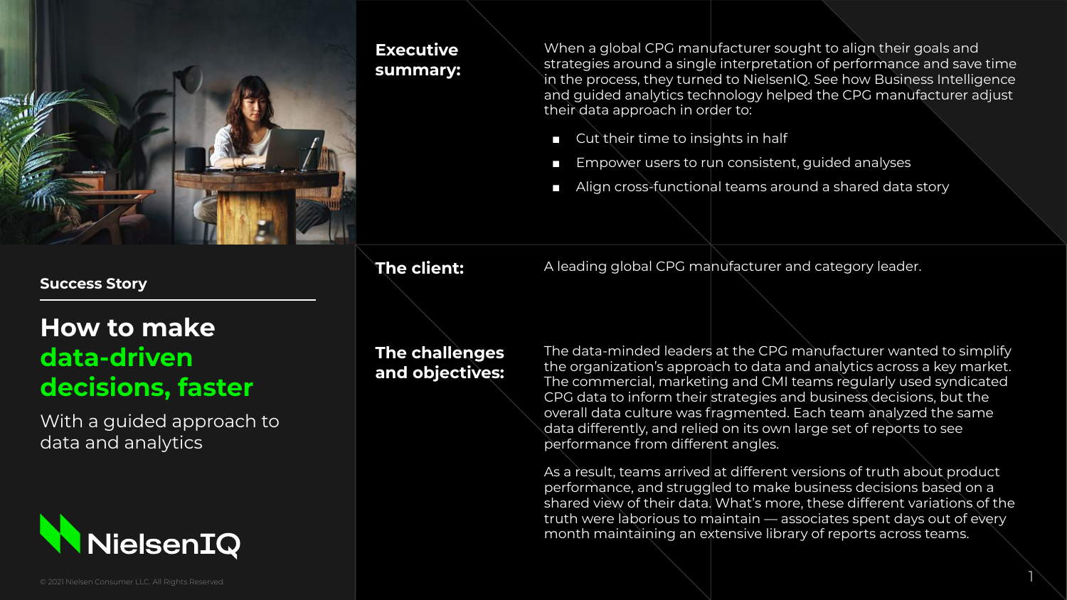**Success Story**

# How to make data-driven decisions, faster

With a guided approach to data and analytics

NielsenIQ

© 2021 Nielsen Consumer LLC. All Rights Reserved.

## Executive summary:

When a global CPG manufacturer sought to align their goals and strategies around a single interpretation of performance and save time in the process, they turned to NielsenIQ. See how Business Intelligence and guided analytics technology helped the CPG manufacturer adjust their data approach in order to:

- Cut their time to insights in half
- Empower users to run consistent, guided analyses
- Align cross-functional teams around a shared data story

## The client:

A leading global CPG manufacturer and category leader.

## The challenges and objectives:

The data-minded leaders at the CPG manufacturer wanted to simplify the organization's approach to data and analytics across a key market. The commercial, marketing and CMI teams regularly used syndicated CPG data to inform their strategies and business decisions, but the overall data culture was fragmented. Each team analyzed the same data differently, and relied on its own large set of reports to see performance from different angles.

As a result, teams arrived at different versions of truth about product performance, and struggled to make business decisions based on a shared view of their data. What's more, these different variations of the truth were laborious to maintain — associates spent days out of every month maintaining an extensive library of reports across teams.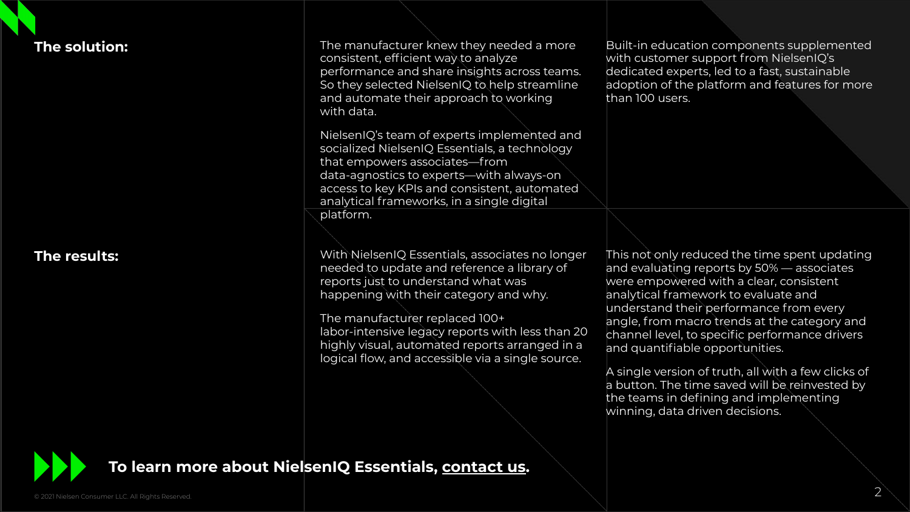## The solution:

The manufacturer knew they needed a more consistent, efficient way to analyze performance and share insights across teams. So they selected NielsenIQ to help streamline and automate their approach to working with data.

NielsenIQ's team of experts implemented and socialized NielsenIQ Essentials, a technology that empowers associates—from data-agnostics to experts—with always-on access to key KPIs and consistent, automated analytical frameworks, in a single digital platform.

Built-in education components supplemented with customer support from NielsenIQ's dedicated experts, led to a fast, sustainable adoption of the platform and features for more than 100 users.

## The results:

With NielsenIQ Essentials, associates no longer needed to update and reference a library of reports just to understand what was happening with their category and why.

The manufacturer replaced 100+ labor-intensive legacy reports with less than 20 highly visual, automated reports arranged in a logical flow, and accessible via a single source.

This not only reduced the time spent updating and evaluating reports by 50% — associates were empowered with a clear, consistent analytical framework to evaluate and understand their performance from every angle, from macro trends at the category and channel level, to specific performance drivers and quantifiable opportunities.

A single version of truth, all with a few clicks of a button. The time saved will be reinvested by the teams in defining and implementing winning, data driven decisions.

**To learn more about NielsenIQ Essentials, contact us.**

© 2021 Nielsen Consumer LLC. All Rights Reserved.